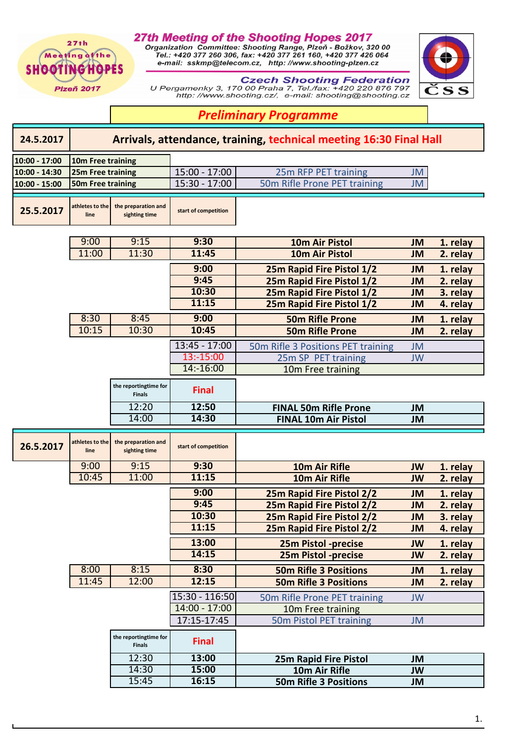27th Meeting of the Shooting Hopes Plzeň 2017

# 27th Meeting of the Shooting Hopes 2017

Organization Committee: Shooting Range, Plzeň - Božkov, 320 00
Tel.: +420 377 260 306, fax: +420 377 261 160, +420 377 426 064
e-mail: sskmp@telecom.cz, http: //www.shooting-plzen.cz

**Czech Shooting Federation**
U Pergamenky 3, 170 00 Praha 7, Tel./fax: +420 220 876 797
http: //www.shooting.cz/, e-mail: shooting@shooting.cz

ČSS

## Preliminary Programme

### 24.5.2017 — Arrivals, attendance, training, technical meeting 16:30 Final Hall

| Time | Event | Time | Event | Category |
|---|---|---|---|---|
| 10:00 - 17:00 | 10m Free training | | | |
| 10:00 - 14:30 | 25m Free training | 15:00 - 17:00 | 25m RFP PET training | JM |
| 10:00 - 15:00 | 50m Free training | 15:30 - 17:00 | 50m Rifle Prone PET training | JM |

### 25.5.2017

| athletes to the line | the preparation and sighting time | start of competition | Event | Category | Relay |
|---|---|---|---|---|---|
| 9:00 | 9:15 | 9:30 | 10m Air Pistol | JM | 1. relay |
| 11:00 | 11:30 | 11:45 | 10m Air Pistol | JM | 2. relay |
| | | 9:00 | 25m Rapid Fire Pistol 1/2 | JM | 1. relay |
| | | 9:45 | 25m Rapid Fire Pistol 1/2 | JM | 2. relay |
| | | 10:30 | 25m Rapid Fire Pistol 1/2 | JM | 3. relay |
| | | 11:15 | 25m Rapid Fire Pistol 1/2 | JM | 4. relay |
| 8:30 | 8:45 | 9:00 | 50m Rifle Prone | JM | 1. relay |
| 10:15 | 10:30 | 10:45 | 50m Rifle Prone | JM | 2. relay |
| | | 13:45 - 17:00 | 50m Rifle 3 Positions PET training | JM | |
| | | 13:-15:00 | 25m SP PET training | JW | |
| | | 14:-16:00 | 10m Free training | | |

| the reportingtime for Finals | Final | Event | Category |
|---|---|---|---|
| 12:20 | 12:50 | FINAL 50m Rifle Prone | JM |
| 14:00 | 14:30 | FINAL 10m Air Pistol | JM |

### 26.5.2017

| athletes to the line | the preparation and sighting time | start of competition | Event | Category | Relay |
|---|---|---|---|---|---|
| 9:00 | 9:15 | 9:30 | 10m Air Rifle | JW | 1. relay |
| 10:45 | 11:00 | 11:15 | 10m Air Rifle | JW | 2. relay |
| | | 9:00 | 25m Rapid Fire Pistol 2/2 | JM | 1. relay |
| | | 9:45 | 25m Rapid Fire Pistol 2/2 | JM | 2. relay |
| | | 10:30 | 25m Rapid Fire Pistol 2/2 | JM | 3. relay |
| | | 11:15 | 25m Rapid Fire Pistol 2/2 | JM | 4. relay |
| | | 13:00 | 25m Pistol -precise | JW | 1. relay |
| | | 14:15 | 25m Pistol -precise | JW | 2. relay |
| 8:00 | 8:15 | 8:30 | 50m Rifle 3 Positions | JM | 1. relay |
| 11:45 | 12:00 | 12:15 | 50m Rifle 3 Positions | JM | 2. relay |
| | | 15:30 - 116:50 | 50m Rifle Prone PET training | JW | |
| | | 14:00 - 17:00 | 10m Free training | | |
| | | 17:15-17:45 | 50m Pistol PET training | JM | |

| the reportingtime for Finals | Final | Event | Category |
|---|---|---|---|
| 12:30 | 13:00 | 25m Rapid Fire Pistol | JM |
| 14:30 | 15:00 | 10m Air Rifle | JW |
| 15:45 | 16:15 | 50m Rifle 3 Positions | JM |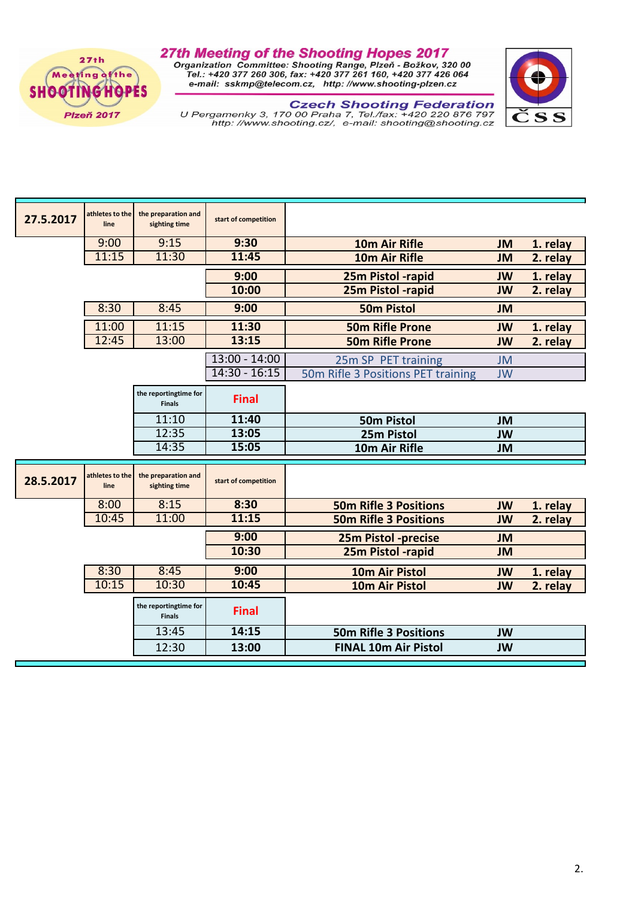27th Meeting of the Shooting Hopes Plzeň 2017

# 27th Meeting of the Shooting Hopes 2017

Organization Committee: Shooting Range, Plzeň - Božkov, 320 00
Tel.: +420 377 260 306, fax: +420 377 261 160, +420 377 426 064
e-mail: sskmp@telecom.cz, http: //www.shooting-plzen.cz

**Czech Shooting Federation**
U Pergamenky 3, 170 00 Praha 7, Tel./fax: +420 220 876 797
http: //www.shooting.cz/, e-mail: shooting@shooting.cz

ČSS

| 27.5.2017 | athletes to the line | the preparation and sighting time | start of competition | | | |
|---|---|---|---|---|---|---|
| | 9:00 | 9:15 | 9:30 | 10m Air Rifle | JM | 1. relay |
| | 11:15 | 11:30 | 11:45 | 10m Air Rifle | JM | 2. relay |
| | | | 9:00 | 25m Pistol -rapid | JW | 1. relay |
| | | | 10:00 | 25m Pistol -rapid | JW | 2. relay |
| | 8:30 | 8:45 | 9:00 | 50m Pistol | JM | |
| | 11:00 | 11:15 | 11:30 | 50m Rifle Prone | JW | 1. relay |
| | 12:45 | 13:00 | 13:15 | 50m Rifle Prone | JW | 2. relay |
| | | | 13:00 - 14:00 | 25m SP PET training | JM | |
| | | | 14:30 - 16:15 | 50m Rifle 3 Positions PET training | JW | |
| | | the reportingtime for Finals | Final | | | |
| | | 11:10 | 11:40 | 50m Pistol | JM | |
| | | 12:35 | 13:05 | 25m Pistol | JW | |
| | | 14:35 | 15:05 | 10m Air Rifle | JM | |

| 28.5.2017 | athletes to the line | the preparation and sighting time | start of competition | | | |
|---|---|---|---|---|---|---|
| | 8:00 | 8:15 | 8:30 | 50m Rifle 3 Positions | JW | 1. relay |
| | 10:45 | 11:00 | 11:15 | 50m Rifle 3 Positions | JW | 2. relay |
| | | | 9:00 | 25m Pistol -precise | JM | |
| | | | 10:30 | 25m Pistol -rapid | JM | |
| | 8:30 | 8:45 | 9:00 | 10m Air Pistol | JW | 1. relay |
| | 10:15 | 10:30 | 10:45 | 10m Air Pistol | JW | 2. relay |
| | | the reportingtime for Finals | Final | | | |
| | | 13:45 | 14:15 | 50m Rifle 3 Positions | JW | |
| | | 12:30 | 13:00 | FINAL 10m Air Pistol | JW | |